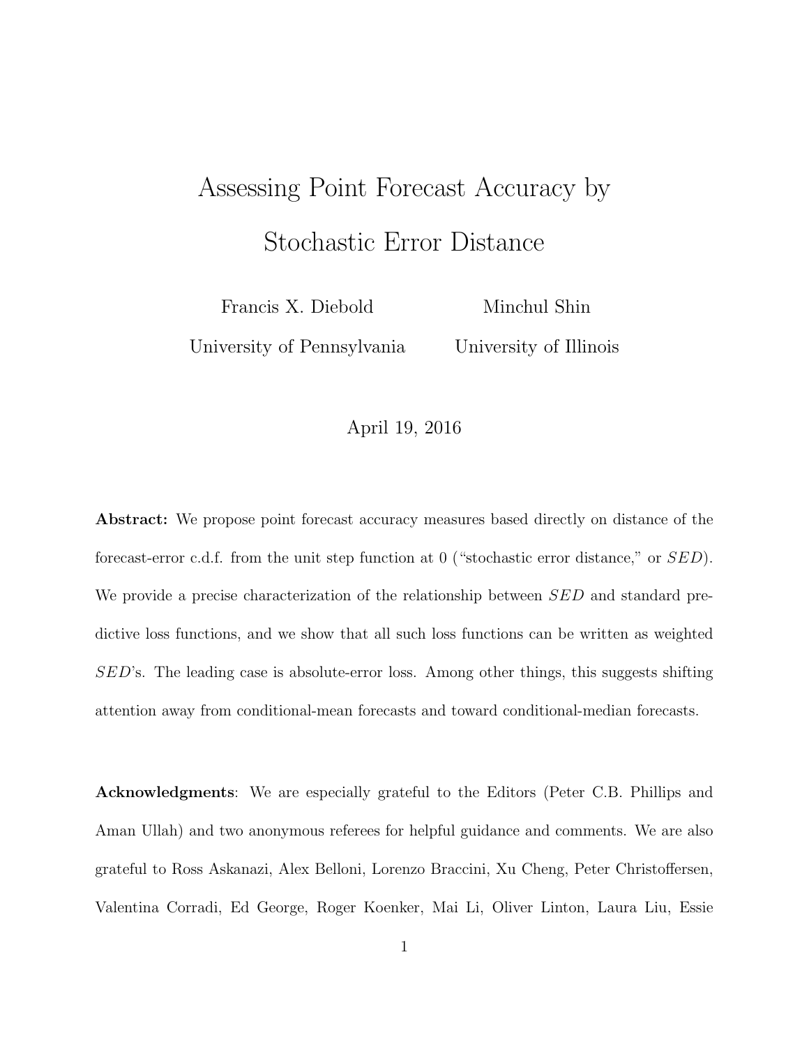# Assessing Point Forecast Accuracy by Stochastic Error Distance

Francis X. Diebold — University of Pennsylvania

Minchul Shin — University of Illinois

April 19, 2016

**Abstract:** We propose point forecast accuracy measures based directly on distance of the forecast-error c.d.f. from the unit step function at 0 ("stochastic error distance," or $SED$). We provide a precise characterization of the relationship between $SED$ and standard predictive loss functions, and we show that all such loss functions can be written as weighted $SED$'s. The leading case is absolute-error loss. Among other things, this suggests shifting attention away from conditional-mean forecasts and toward conditional-median forecasts.

**Acknowledgments**: We are especially grateful to the Editors (Peter C.B. Phillips and Aman Ullah) and two anonymous referees for helpful guidance and comments. We are also grateful to Ross Askanazi, Alex Belloni, Lorenzo Braccini, Xu Cheng, Peter Christoffersen, Valentina Corradi, Ed George, Roger Koenker, Mai Li, Oliver Linton, Laura Liu, Essie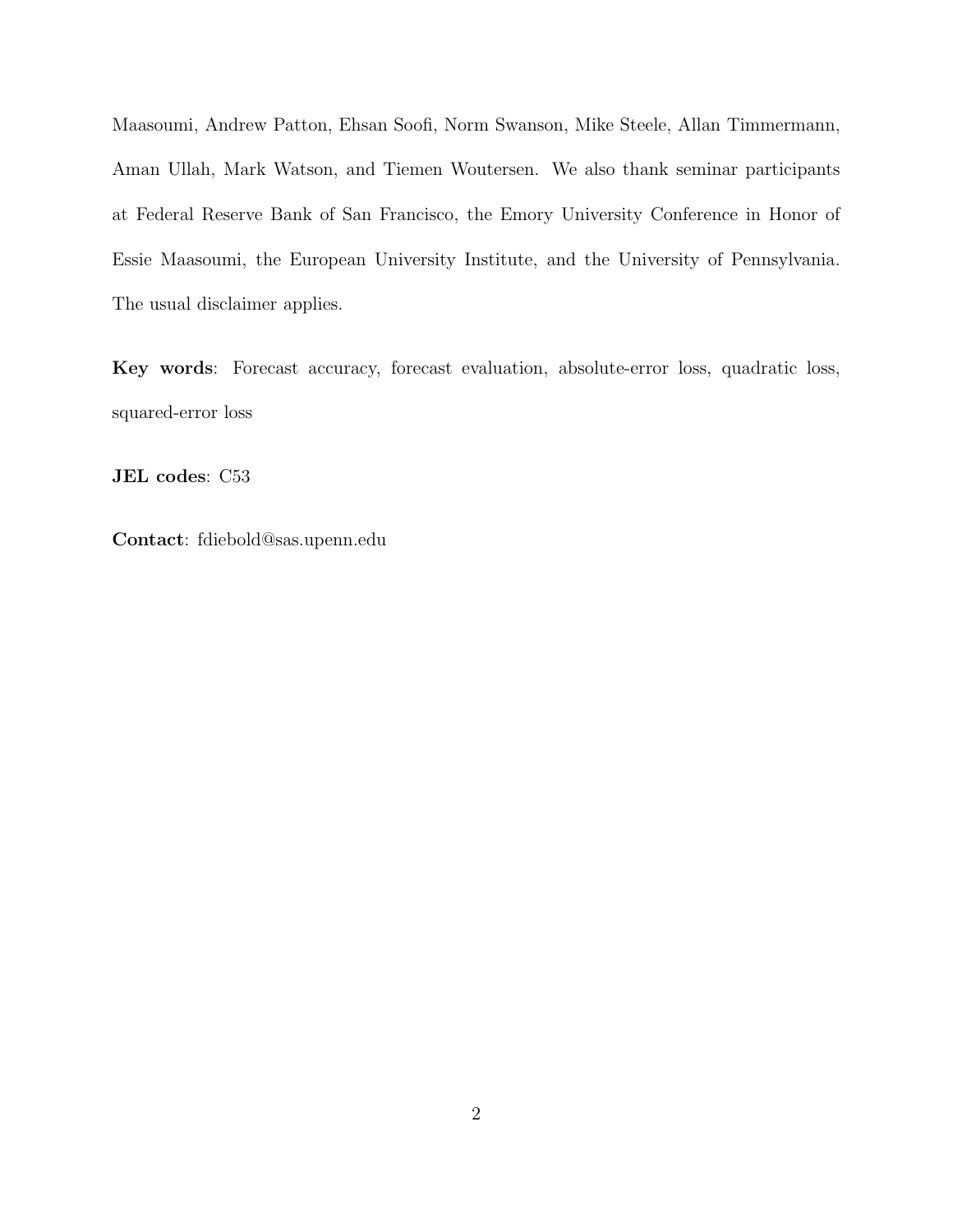Maasoumi, Andrew Patton, Ehsan Soofi, Norm Swanson, Mike Steele, Allan Timmermann, Aman Ullah, Mark Watson, and Tiemen Woutersen. We also thank seminar participants at Federal Reserve Bank of San Francisco, the Emory University Conference in Honor of Essie Maasoumi, the European University Institute, and the University of Pennsylvania. The usual disclaimer applies.

**Key words**: Forecast accuracy, forecast evaluation, absolute-error loss, quadratic loss, squared-error loss

**JEL codes**: C53

**Contact**: fdiebold@sas.upenn.edu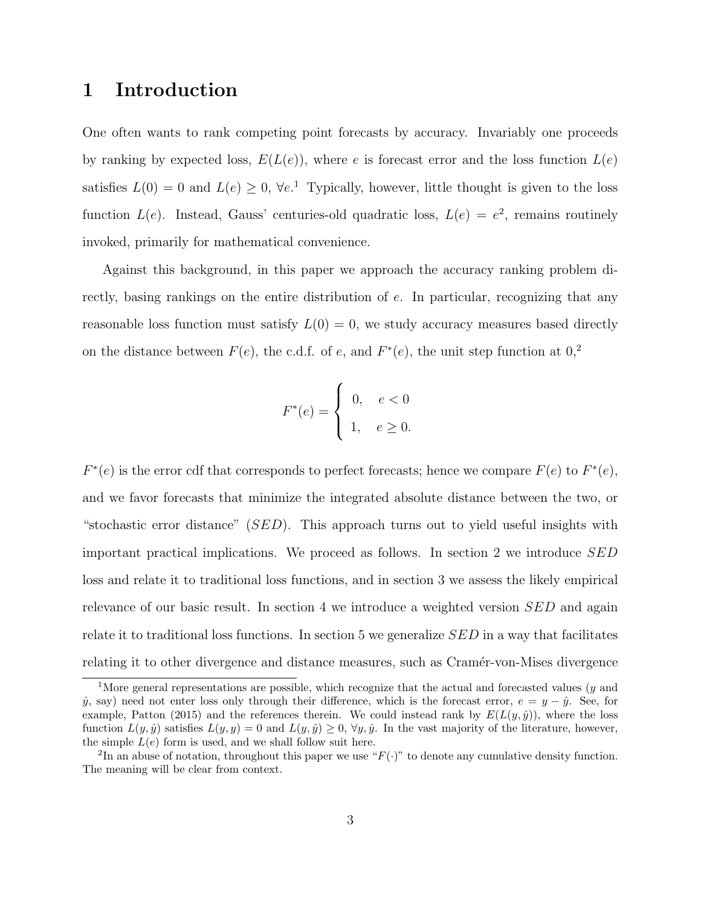# 1 Introduction

One often wants to rank competing point forecasts by accuracy. Invariably one proceeds by ranking by expected loss, $E(L(e))$, where $e$ is forecast error and the loss function $L(e)$ satisfies $L(0) = 0$ and $L(e) \geq 0$, $\forall e$.[1] Typically, however, little thought is given to the loss function $L(e)$. Instead, Gauss' centuries-old quadratic loss, $L(e) = e^2$, remains routinely invoked, primarily for mathematical convenience.

Against this background, in this paper we approach the accuracy ranking problem directly, basing rankings on the entire distribution of $e$. In particular, recognizing that any reasonable loss function must satisfy $L(0) = 0$, we study accuracy measures based directly on the distance between $F(e)$, the c.d.f. of $e$, and $F^*(e)$, the unit step function at 0,[2]

$$F^*(e) = \begin{cases} 0, & e < 0 \\ 1, & e \geq 0. \end{cases}$$

$F^*(e)$ is the error cdf that corresponds to perfect forecasts; hence we compare $F(e)$ to $F^*(e)$, and we favor forecasts that minimize the integrated absolute distance between the two, or "stochastic error distance" ($SED$). This approach turns out to yield useful insights with important practical implications. We proceed as follows. In section 2 we introduce $SED$ loss and relate it to traditional loss functions, and in section 3 we assess the likely empirical relevance of our basic result. In section 4 we introduce a weighted version $SED$ and again relate it to traditional loss functions. In section 5 we generalize $SED$ in a way that facilitates relating it to other divergence and distance measures, such as Cramér-von-Mises divergence

[1] More general representations are possible, which recognize that the actual and forecasted values ($y$ and $\hat{y}$, say) need not enter loss only through their difference, which is the forecast error, $e = y - \hat{y}$. See, for example, Patton (2015) and the references therein. We could instead rank by $E(L(y, \hat{y}))$, where the loss function $L(y, \hat{y})$ satisfies $L(y, y) = 0$ and $L(y, \hat{y}) \geq 0$, $\forall y, \hat{y}$. In the vast majority of the literature, however, the simple $L(e)$ form is used, and we shall follow suit here.

[2] In an abuse of notation, throughout this paper we use "$F(\cdot)$" to denote any cumulative density function. The meaning will be clear from context.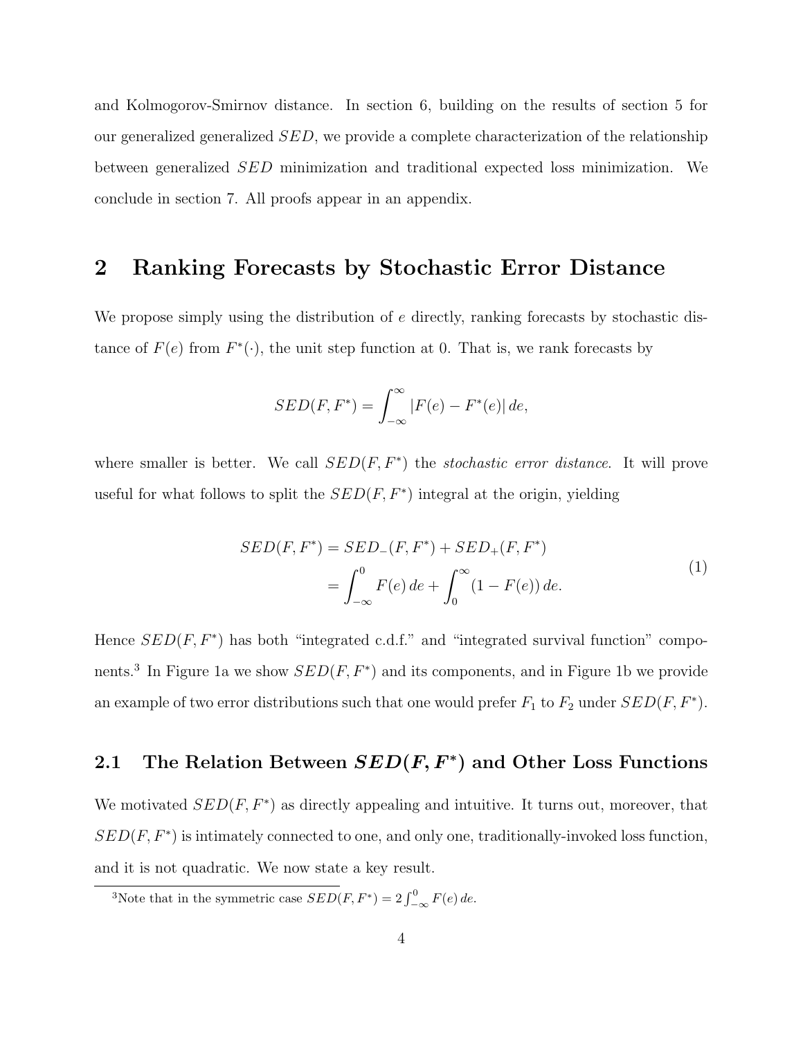and Kolmogorov-Smirnov distance. In section 6, building on the results of section 5 for our generalized generalized $SED$, we provide a complete characterization of the relationship between generalized $SED$ minimization and traditional expected loss minimization. We conclude in section 7. All proofs appear in an appendix.

# 2 Ranking Forecasts by Stochastic Error Distance

We propose simply using the distribution of $e$ directly, ranking forecasts by stochastic distance of $F(e)$ from $F^*(\cdot)$, the unit step function at 0. That is, we rank forecasts by

$$SED(F, F^*) = \int_{-\infty}^{\infty} |F(e) - F^*(e)| \, de,$$

where smaller is better. We call $SED(F, F^*)$ the *stochastic error distance*. It will prove useful for what follows to split the $SED(F, F^*)$ integral at the origin, yielding

$$\begin{aligned} SED(F, F^*) &= SED_-(F, F^*) + SED_+(F, F^*) \\ &= \int_{-\infty}^{0} F(e) \, de + \int_{0}^{\infty} (1 - F(e)) \, de. \end{aligned} \tag{1}$$

Hence $SED(F, F^*)$ has both "integrated c.d.f." and "integrated survival function" components.[3] In Figure 1a we show $SED(F, F^*)$ and its components, and in Figure 1b we provide an example of two error distributions such that one would prefer $F_1$ to $F_2$ under $SED(F, F^*)$.

## 2.1 The Relation Between $SED(F, F^*)$ and Other Loss Functions

We motivated $SED(F, F^*)$ as directly appealing and intuitive. It turns out, moreover, that $SED(F, F^*)$ is intimately connected to one, and only one, traditionally-invoked loss function, and it is not quadratic. We now state a key result.

[3]Note that in the symmetric case $SED(F, F^*) = 2 \int_{-\infty}^{0} F(e) \, de$.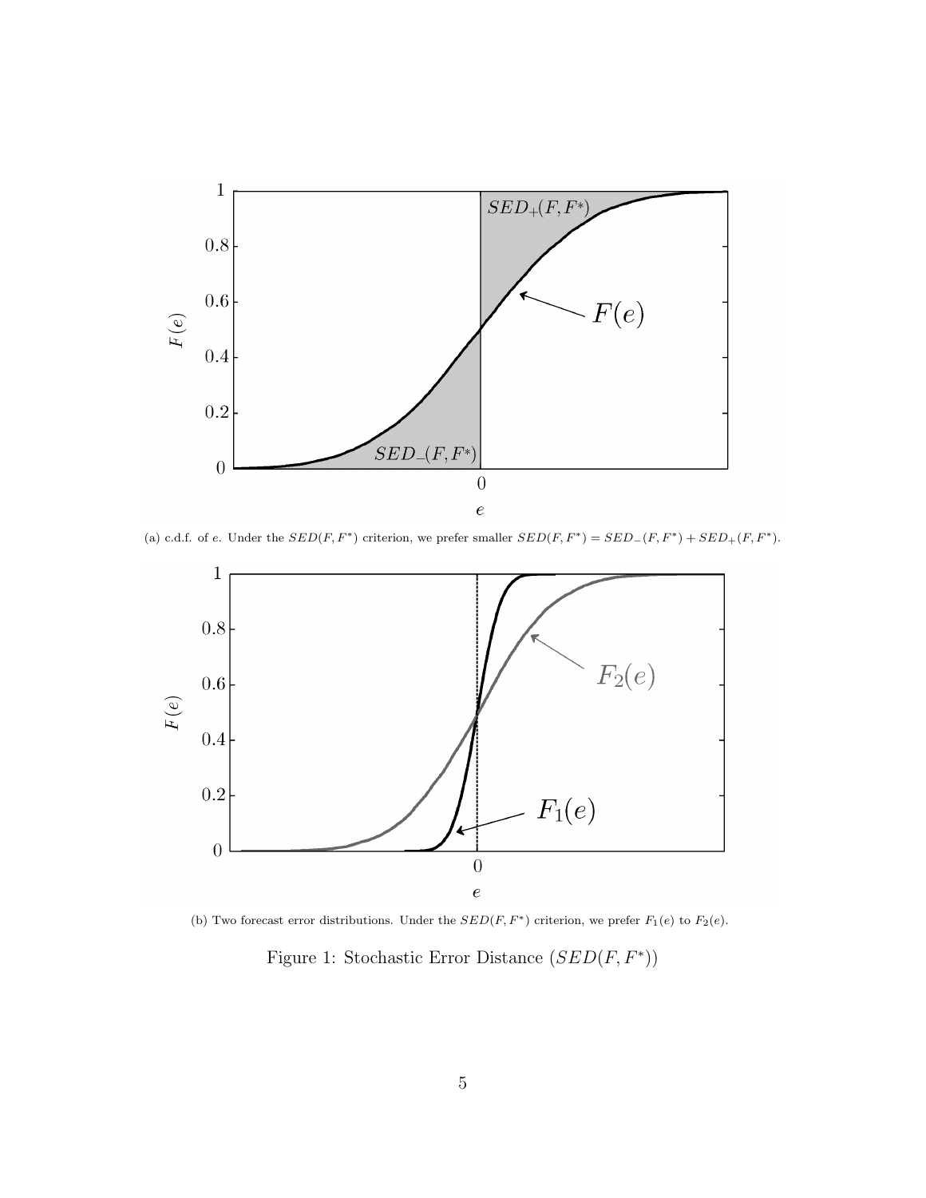(a) c.d.f. of $e$. Under the $SED(F, F^*)$ criterion, we prefer smaller $SED(F, F^*) = SED_-(F, F^*) + SED_+(F, F^*)$.

(b) Two forecast error distributions. Under the $SED(F, F^*)$ criterion, we prefer $F_1(e)$ to $F_2(e)$.

Figure 1: Stochastic Error Distance ($SED(F, F^*)$)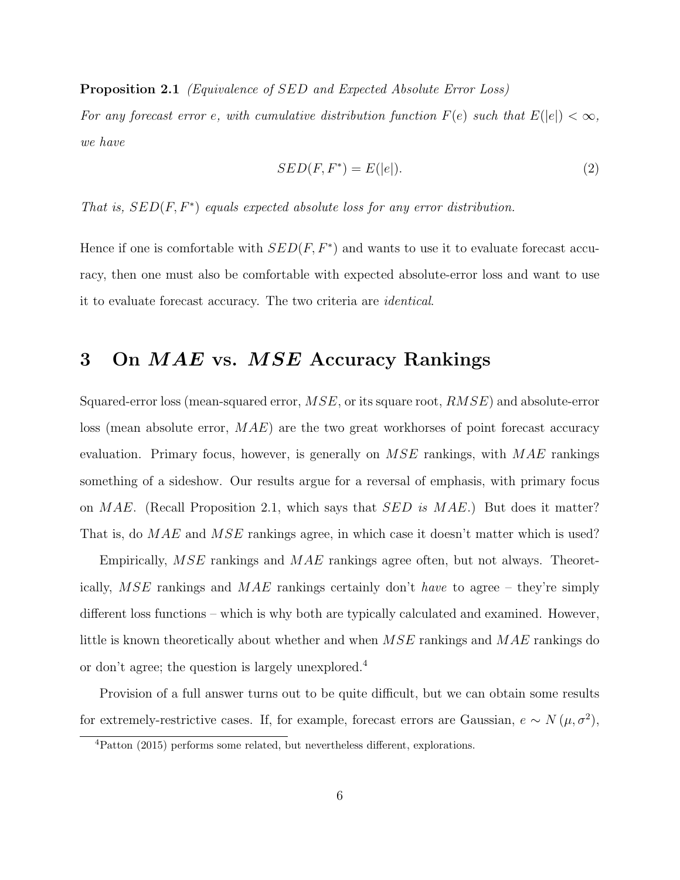**Proposition 2.1** *(Equivalence of $SED$ and Expected Absolute Error Loss)*

*For any forecast error $e$, with cumulative distribution function $F(e)$ such that $E(|e|) < \infty$, we have*

$$SED(F, F^*) = E(|e|). \tag{2}$$

*That is, $SED(F, F^*)$ equals expected absolute loss for any error distribution.*

Hence if one is comfortable with $SED(F, F^*)$ and wants to use it to evaluate forecast accuracy, then one must also be comfortable with expected absolute-error loss and want to use it to evaluate forecast accuracy. The two criteria are *identical*.

## 3 On $MAE$ vs. $MSE$ Accuracy Rankings

Squared-error loss (mean-squared error, $MSE$, or its square root, $RMSE$) and absolute-error loss (mean absolute error, $MAE$) are the two great workhorses of point forecast accuracy evaluation. Primary focus, however, is generally on $MSE$ rankings, with $MAE$ rankings something of a sideshow. Our results argue for a reversal of emphasis, with primary focus on $MAE$. (Recall Proposition 2.1, which says that $SED$ *is* $MAE$.) But does it matter? That is, do $MAE$ and $MSE$ rankings agree, in which case it doesn't matter which is used?

Empirically, $MSE$ rankings and $MAE$ rankings agree often, but not always. Theoretically, $MSE$ rankings and $MAE$ rankings certainly don't *have* to agree – they're simply different loss functions – which is why both are typically calculated and examined. However, little is known theoretically about whether and when $MSE$ rankings and $MAE$ rankings do or don't agree; the question is largely unexplored.[4]

Provision of a full answer turns out to be quite difficult, but we can obtain some results for extremely-restrictive cases. If, for example, forecast errors are Gaussian, $e \sim N(\mu, \sigma^2)$,

[4] Patton (2015) performs some related, but nevertheless different, explorations.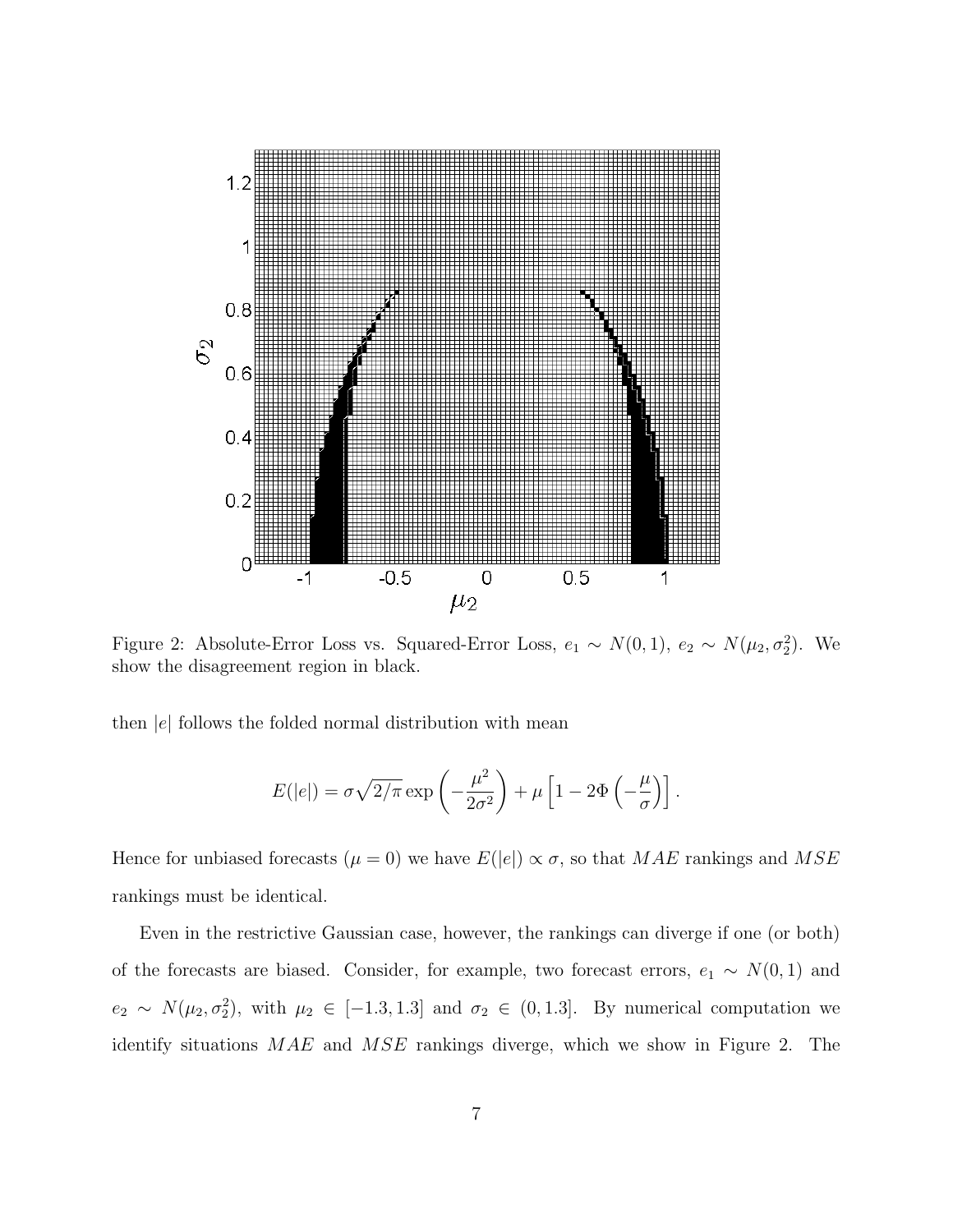Figure 2: Absolute-Error Loss vs. Squared-Error Loss, $e_1 \sim N(0,1)$, $e_2 \sim N(\mu_2, \sigma_2^2)$. We show the disagreement region in black.

then $|e|$ follows the folded normal distribution with mean

$$E(|e|) = \sigma\sqrt{2/\pi}\exp\left(-\frac{\mu^2}{2\sigma^2}\right) + \mu\left[1 - 2\Phi\left(-\frac{\mu}{\sigma}\right)\right].$$

Hence for unbiased forecasts ($\mu = 0$) we have $E(|e|) \propto \sigma$, so that $MAE$ rankings and $MSE$ rankings must be identical.

Even in the restrictive Gaussian case, however, the rankings can diverge if one (or both) of the forecasts are biased. Consider, for example, two forecast errors, $e_1 \sim N(0,1)$ and $e_2 \sim N(\mu_2, \sigma_2^2)$, with $\mu_2 \in [-1.3, 1.3]$ and $\sigma_2 \in (0, 1.3]$. By numerical computation we identify situations $MAE$ and $MSE$ rankings diverge, which we show in Figure 2. The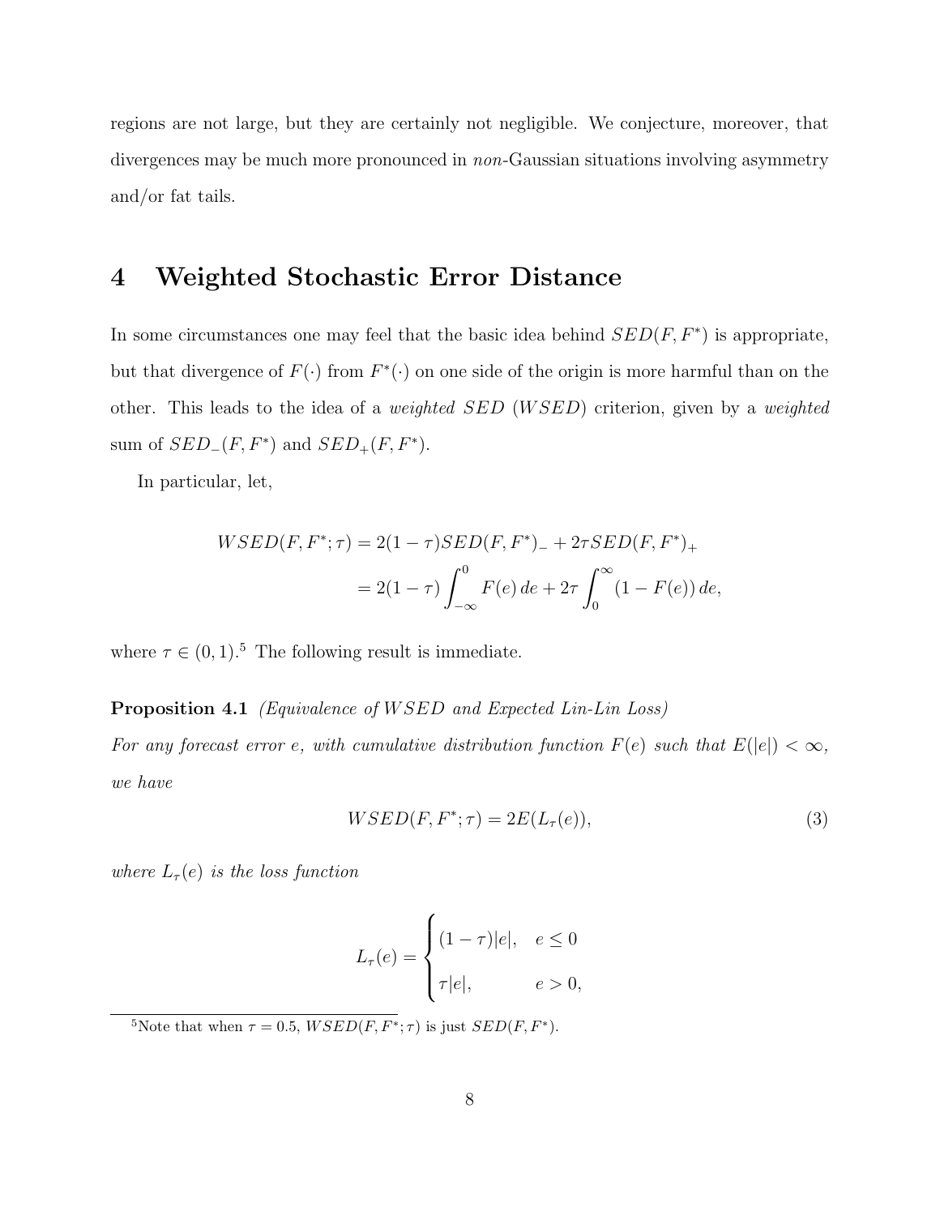regions are not large, but they are certainly not negligible. We conjecture, moreover, that divergences may be much more pronounced in *non*-Gaussian situations involving asymmetry and/or fat tails.

# 4 Weighted Stochastic Error Distance

In some circumstances one may feel that the basic idea behind $SED(F, F^*)$ is appropriate, but that divergence of $F(\cdot)$ from $F^*(\cdot)$ on one side of the origin is more harmful than on the other. This leads to the idea of a *weighted SED* ($WSED$) criterion, given by a *weighted* sum of $SED_-(F, F^*)$ and $SED_+(F, F^*)$.

In particular, let,

$$
\begin{aligned}
WSED(F, F^*; \tau) &= 2(1-\tau) SED(F, F^*)_- + 2\tau SED(F, F^*)_+ \\
&= 2(1-\tau) \int_{-\infty}^{0} F(e)\, de + 2\tau \int_{0}^{\infty} (1 - F(e))\, de,
\end{aligned}
$$

where $\tau \in (0, 1)$.[5] The following result is immediate.

**Proposition 4.1** *(Equivalence of $WSED$ and Expected Lin-Lin Loss)*
*For any forecast error $e$, with cumulative distribution function $F(e)$ such that $E(|e|) < \infty$, we have*

$$
WSED(F, F^*; \tau) = 2E(L_\tau(e)), \tag{3}
$$

*where $L_\tau(e)$ is the loss function*

$$
L_\tau(e) = \begin{cases} (1-\tau)|e|, & e \le 0 \\ \tau |e|, & e > 0, \end{cases}
$$

[5] Note that when $\tau = 0.5$, $WSED(F, F^*; \tau)$ is just $SED(F, F^*)$.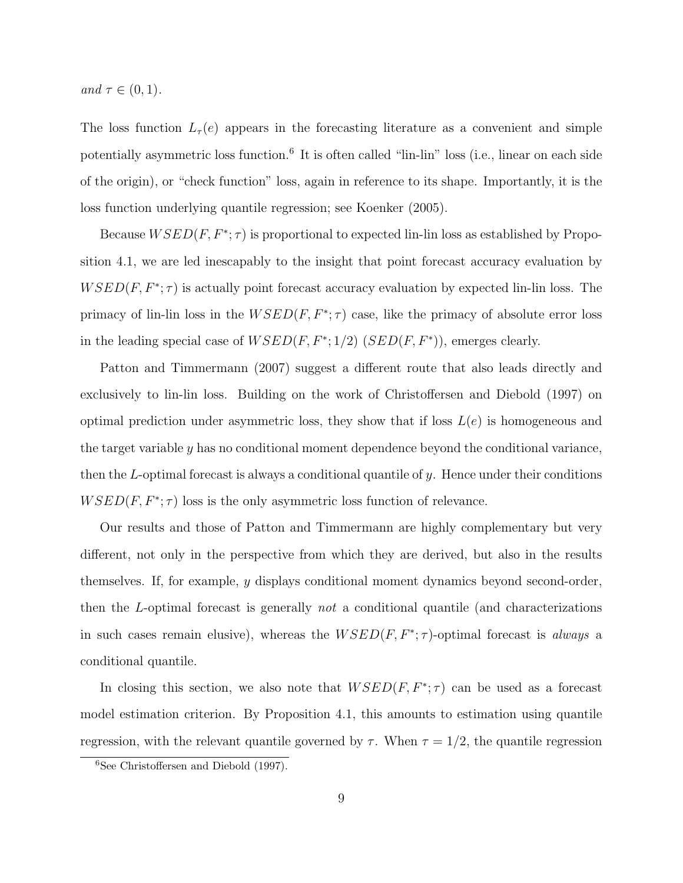*and* $\tau \in (0, 1)$.

The loss function $L_\tau(e)$ appears in the forecasting literature as a convenient and simple potentially asymmetric loss function.[6] It is often called "lin-lin" loss (i.e., linear on each side of the origin), or "check function" loss, again in reference to its shape. Importantly, it is the loss function underlying quantile regression; see Koenker (2005).

Because $WSED(F, F^*; \tau)$ is proportional to expected lin-lin loss as established by Proposition 4.1, we are led inescapably to the insight that point forecast accuracy evaluation by $WSED(F, F^*; \tau)$ is actually point forecast accuracy evaluation by expected lin-lin loss. The primacy of lin-lin loss in the $WSED(F, F^*; \tau)$ case, like the primacy of absolute error loss in the leading special case of $WSED(F, F^*; 1/2)$ ($SED(F, F^*)$), emerges clearly.

Patton and Timmermann (2007) suggest a different route that also leads directly and exclusively to lin-lin loss. Building on the work of Christoffersen and Diebold (1997) on optimal prediction under asymmetric loss, they show that if loss $L(e)$ is homogeneous and the target variable $y$ has no conditional moment dependence beyond the conditional variance, then the $L$-optimal forecast is always a conditional quantile of $y$. Hence under their conditions $WSED(F, F^*; \tau)$ loss is the only asymmetric loss function of relevance.

Our results and those of Patton and Timmermann are highly complementary but very different, not only in the perspective from which they are derived, but also in the results themselves. If, for example, $y$ displays conditional moment dynamics beyond second-order, then the $L$-optimal forecast is generally *not* a conditional quantile (and characterizations in such cases remain elusive), whereas the $WSED(F, F^*; \tau)$-optimal forecast is *always* a conditional quantile.

In closing this section, we also note that $WSED(F, F^*; \tau)$ can be used as a forecast model estimation criterion. By Proposition 4.1, this amounts to estimation using quantile regression, with the relevant quantile governed by $\tau$. When $\tau = 1/2$, the quantile regression

[6] See Christoffersen and Diebold (1997).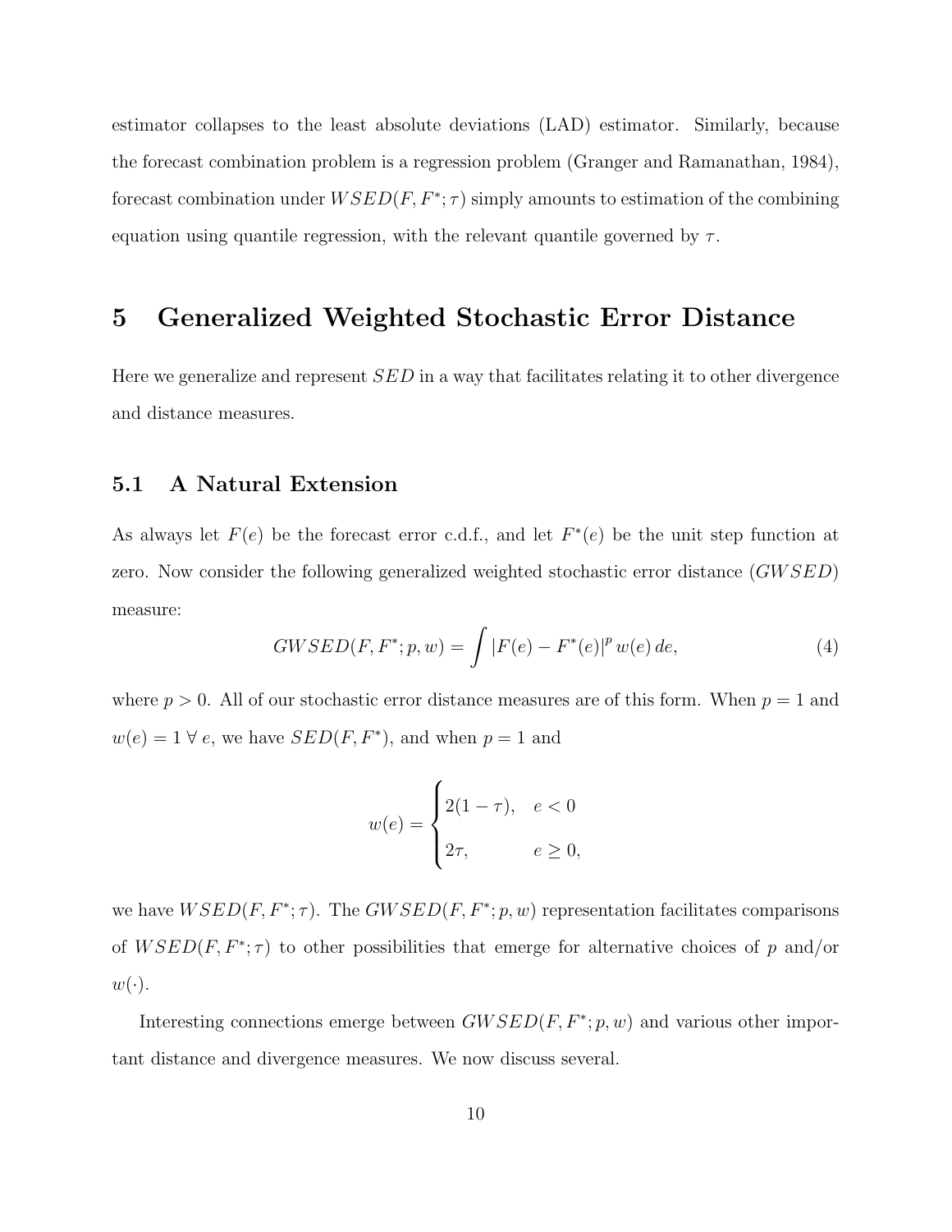estimator collapses to the least absolute deviations (LAD) estimator. Similarly, because the forecast combination problem is a regression problem (Granger and Ramanathan, 1984), forecast combination under $WSED(F, F^*; \tau)$ simply amounts to estimation of the combining equation using quantile regression, with the relevant quantile governed by $\tau$.

# 5 Generalized Weighted Stochastic Error Distance

Here we generalize and represent $SED$ in a way that facilitates relating it to other divergence and distance measures.

## 5.1 A Natural Extension

As always let $F(e)$ be the forecast error c.d.f., and let $F^*(e)$ be the unit step function at zero. Now consider the following generalized weighted stochastic error distance ($GWSED$) measure:

$$GWSED(F, F^*; p, w) = \int |F(e) - F^*(e)|^p \, w(e) \, de, \tag{4}$$

where $p > 0$. All of our stochastic error distance measures are of this form. When $p = 1$ and $w(e) = 1 \; \forall \; e$, we have $SED(F, F^*)$, and when $p = 1$ and

$$w(e) = \begin{cases} 2(1-\tau), & e < 0 \\ 2\tau, & e \geq 0, \end{cases}$$

we have $WSED(F, F^*; \tau)$. The $GWSED(F, F^*; p, w)$ representation facilitates comparisons of $WSED(F, F^*; \tau)$ to other possibilities that emerge for alternative choices of $p$ and/or $w(\cdot)$.

Interesting connections emerge between $GWSED(F, F^*; p, w)$ and various other important distance and divergence measures. We now discuss several.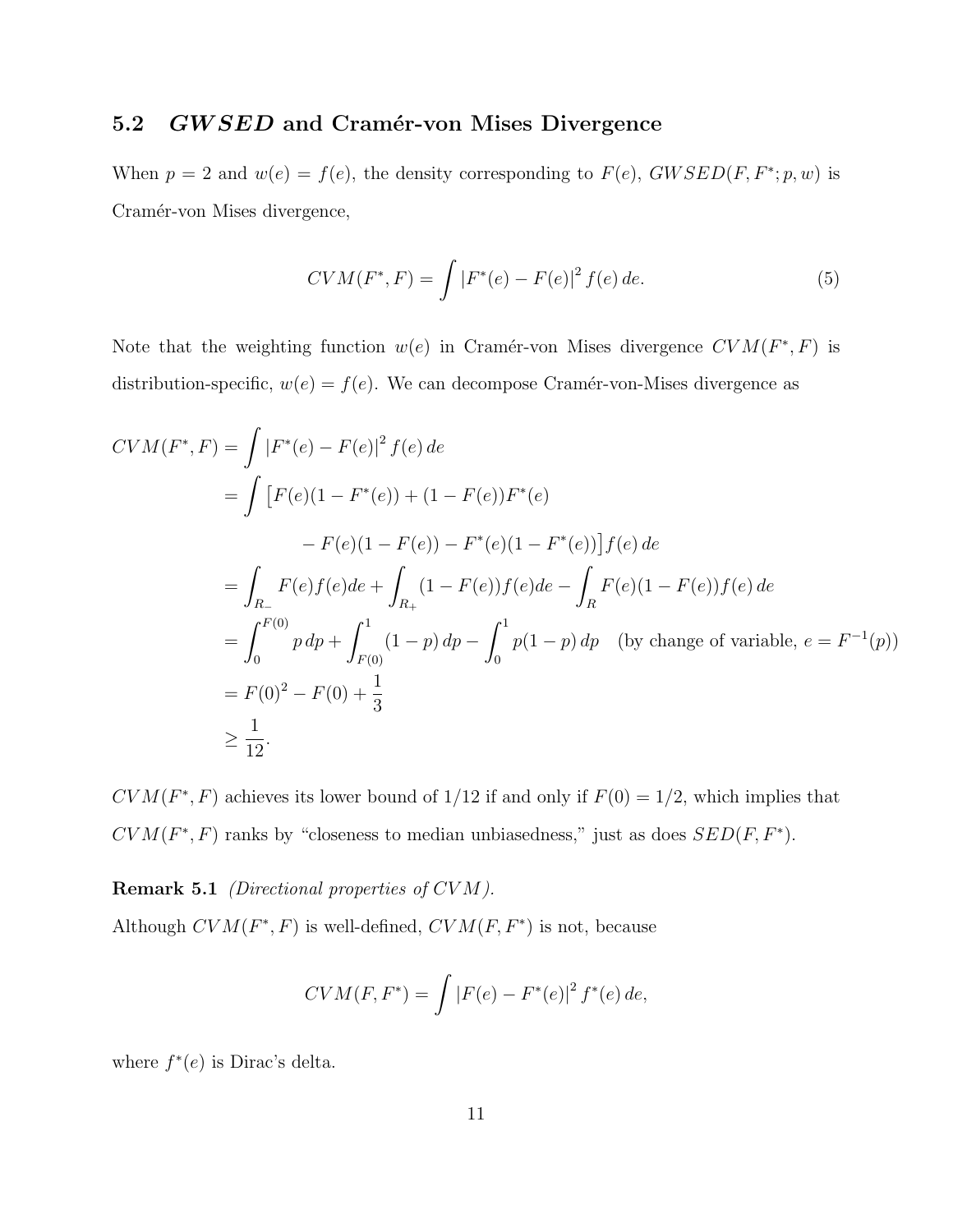## 5.2 *GWSED* and Cramér-von Mises Divergence

When $p = 2$ and $w(e) = f(e)$, the density corresponding to $F(e)$, $GWSED(F, F^*; p, w)$ is Cramér-von Mises divergence,

$$CVM(F^*, F) = \int |F^*(e) - F(e)|^2 f(e)\, de. \tag{5}$$

Note that the weighting function $w(e)$ in Cramér-von Mises divergence $CVM(F^*, F)$ is distribution-specific, $w(e) = f(e)$. We can decompose Cramér-von-Mises divergence as

$$\begin{aligned}
CVM(F^*, F) &= \int |F^*(e) - F(e)|^2 f(e)\, de \\
&= \int \big[F(e)(1 - F^*(e)) + (1 - F(e))F^*(e) \\
&\qquad - F(e)(1 - F(e)) - F^*(e)(1 - F^*(e))\big] f(e)\, de \\
&= \int_{R_-} F(e) f(e) de + \int_{R_+} (1 - F(e)) f(e) de - \int_R F(e)(1 - F(e)) f(e)\, de \\
&= \int_0^{F(0)} p\, dp + \int_{F(0)}^1 (1 - p)\, dp - \int_0^1 p(1 - p)\, dp \quad \text{(by change of variable, } e = F^{-1}(p)) \\
&= F(0)^2 - F(0) + \frac{1}{3} \\
&\geq \frac{1}{12}.
\end{aligned}$$

$CVM(F^*, F)$ achieves its lower bound of $1/12$ if and only if $F(0) = 1/2$, which implies that $CVM(F^*, F)$ ranks by "closeness to median unbiasedness," just as does $SED(F, F^*)$.

**Remark 5.1** *(Directional properties of CVM).*

Although $CVM(F^*, F)$ is well-defined, $CVM(F, F^*)$ is not, because

$$CVM(F, F^*) = \int |F(e) - F^*(e)|^2 f^*(e)\, de,$$

where $f^*(e)$ is Dirac's delta.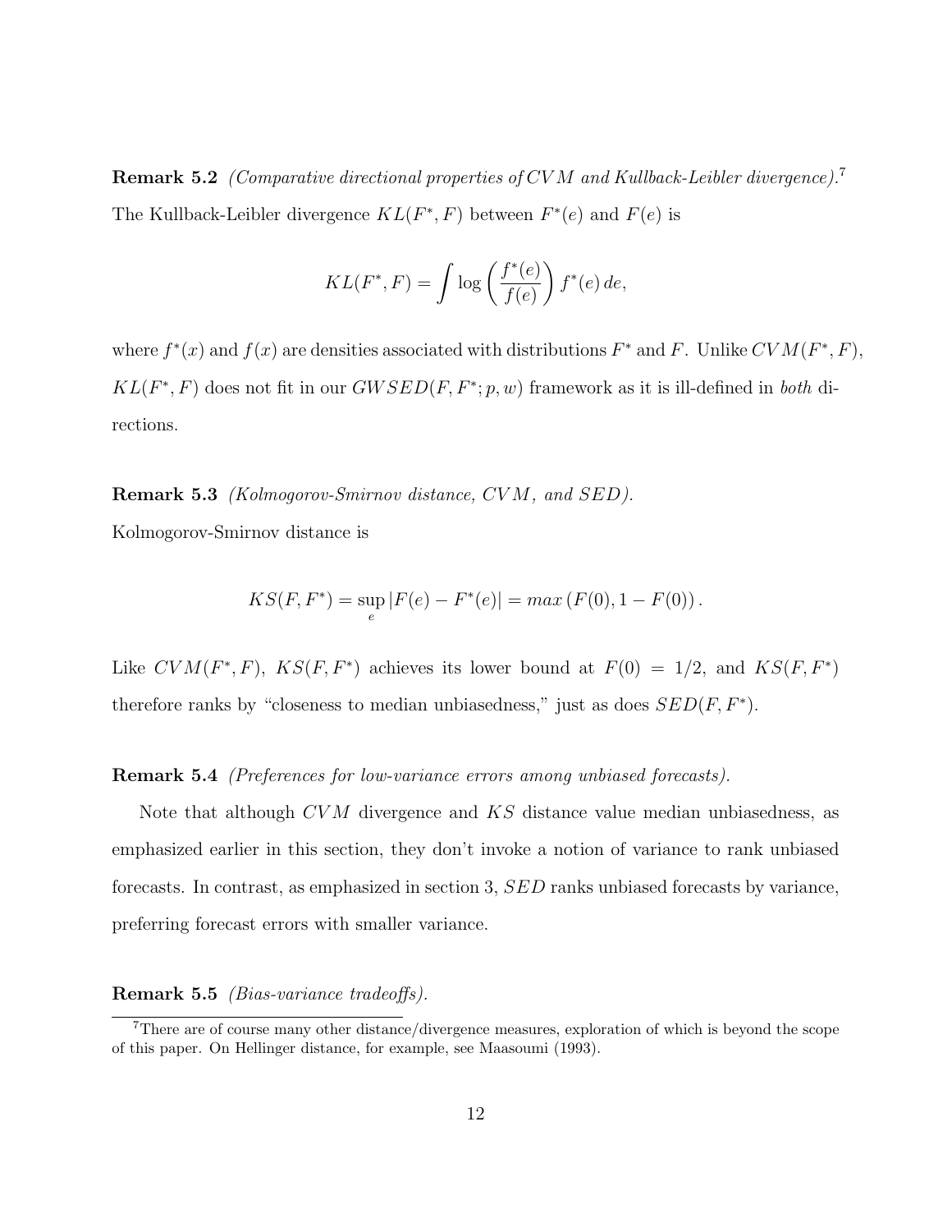**Remark 5.2** *(Comparative directional properties of $CVM$ and Kullback-Leibler divergence).*[7]
The Kullback-Leibler divergence $KL(F^*, F)$ between $F^*(e)$ and $F(e)$ is

$$KL(F^*, F) = \int \log\left(\frac{f^*(e)}{f(e)}\right) f^*(e)\, de,$$

where $f^*(x)$ and $f(x)$ are densities associated with distributions $F^*$ and $F$. Unlike $CVM(F^*, F)$, $KL(F^*, F)$ does not fit in our $GWSED(F, F^*; p, w)$ framework as it is ill-defined in *both* directions.

**Remark 5.3** *(Kolmogorov-Smirnov distance, $CVM$, and $SED$).*
Kolmogorov-Smirnov distance is

$$KS(F, F^*) = \sup_e |F(e) - F^*(e)| = max\left(F(0), 1 - F(0)\right).$$

Like $CVM(F^*, F)$, $KS(F, F^*)$ achieves its lower bound at $F(0) = 1/2$, and $KS(F, F^*)$ therefore ranks by "closeness to median unbiasedness," just as does $SED(F, F^*)$.

**Remark 5.4** *(Preferences for low-variance errors among unbiased forecasts).*

Note that although $CVM$ divergence and $KS$ distance value median unbiasedness, as emphasized earlier in this section, they don't invoke a notion of variance to rank unbiased forecasts. In contrast, as emphasized in section 3, $SED$ ranks unbiased forecasts by variance, preferring forecast errors with smaller variance.

**Remark 5.5** *(Bias-variance tradeoffs).*

[7] There are of course many other distance/divergence measures, exploration of which is beyond the scope of this paper. On Hellinger distance, for example, see Maasoumi (1993).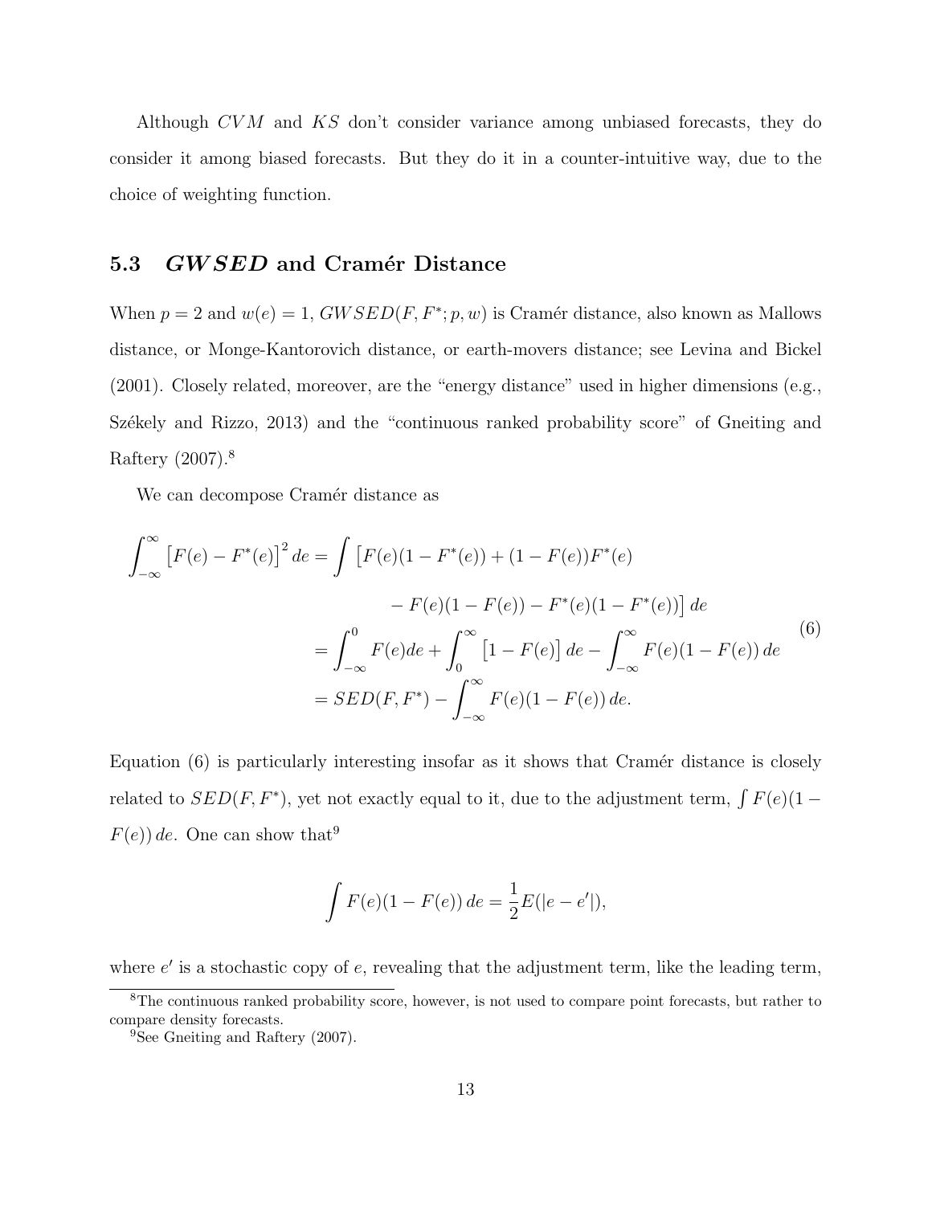Although $CVM$ and $KS$ don't consider variance among unbiased forecasts, they do consider it among biased forecasts. But they do it in a counter-intuitive way, due to the choice of weighting function.

### 5.3 *GWSED* and Cramér Distance

When $p = 2$ and $w(e) = 1$, $GWSED(F, F^*; p, w)$ is Cramér distance, also known as Mallows distance, or Monge-Kantorovich distance, or earth-movers distance; see Levina and Bickel (2001). Closely related, moreover, are the "energy distance" used in higher dimensions (e.g., Székely and Rizzo, 2013) and the "continuous ranked probability score" of Gneiting and Raftery (2007).[8]

We can decompose Cramér distance as

$$
\begin{aligned}
\int_{-\infty}^{\infty} \left[F(e) - F^*(e)\right]^2 de &= \int \big[F(e)(1 - F^*(e)) + (1 - F(e))F^*(e) \\
&\qquad - F(e)(1 - F(e)) - F^*(e)(1 - F^*(e))\big]\, de \\
&= \int_{-\infty}^{0} F(e)de + \int_{0}^{\infty} \left[1 - F(e)\right] de - \int_{-\infty}^{\infty} F(e)(1 - F(e))\, de \\
&= SED(F, F^*) - \int_{-\infty}^{\infty} F(e)(1 - F(e))\, de.
\end{aligned}
\tag{6}
$$

Equation (6) is particularly interesting insofar as it shows that Cramér distance is closely related to $SED(F, F^*)$, yet not exactly equal to it, due to the adjustment term, $\int F(e)(1 - F(e))\, de$. One can show that[9]

$$
\int F(e)(1 - F(e))\, de = \frac{1}{2} E(|e - e'|),
$$

where $e'$ is a stochastic copy of $e$, revealing that the adjustment term, like the leading term,

[8] The continuous ranked probability score, however, is not used to compare point forecasts, but rather to compare density forecasts.

[9] See Gneiting and Raftery (2007).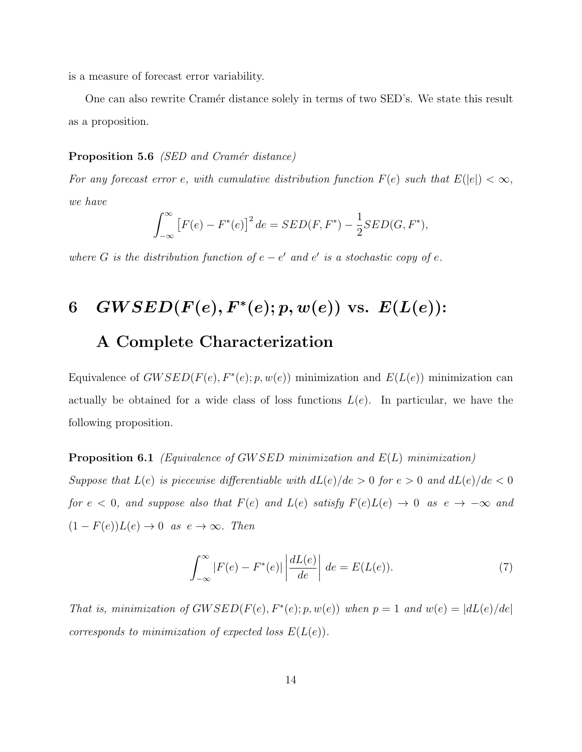is a measure of forecast error variability.

One can also rewrite Cramér distance solely in terms of two SED's. We state this result as a proposition.

**Proposition 5.6** *(SED and Cramér distance)*
*For any forecast error $e$, with cumulative distribution function $F(e)$ such that $E(|e|) < \infty$, we have*

$$\int_{-\infty}^{\infty} \left[F(e) - F^*(e)\right]^2 de = SED(F, F^*) - \frac{1}{2} SED(G, F^*),$$

*where $G$ is the distribution function of $e - e'$ and $e'$ is a stochastic copy of $e$.*

# 6 $GWSED(F(e), F^*(e); p, w(e))$ vs. $E(L(e))$: A Complete Characterization

Equivalence of $GWSED(F(e), F^*(e); p, w(e))$ minimization and $E(L(e))$ minimization can actually be obtained for a wide class of loss functions $L(e)$. In particular, we have the following proposition.

**Proposition 6.1** *(Equivalence of $GWSED$ minimization and $E(L)$ minimization)*
*Suppose that $L(e)$ is piecewise differentiable with $dL(e)/de > 0$ for $e > 0$ and $dL(e)/de < 0$ for $e < 0$, and suppose also that $F(e)$ and $L(e)$ satisfy $F(e)L(e) \to 0$ as $e \to -\infty$ and $(1 - F(e))L(e) \to 0$ as $e \to \infty$. Then*

$$\int_{-\infty}^{\infty} |F(e) - F^*(e)| \left| \frac{dL(e)}{de} \right| de = E(L(e)). \tag{7}$$

*That is, minimization of $GWSED(F(e), F^*(e); p, w(e))$ when $p = 1$ and $w(e) = |dL(e)/de|$ corresponds to minimization of expected loss $E(L(e))$.*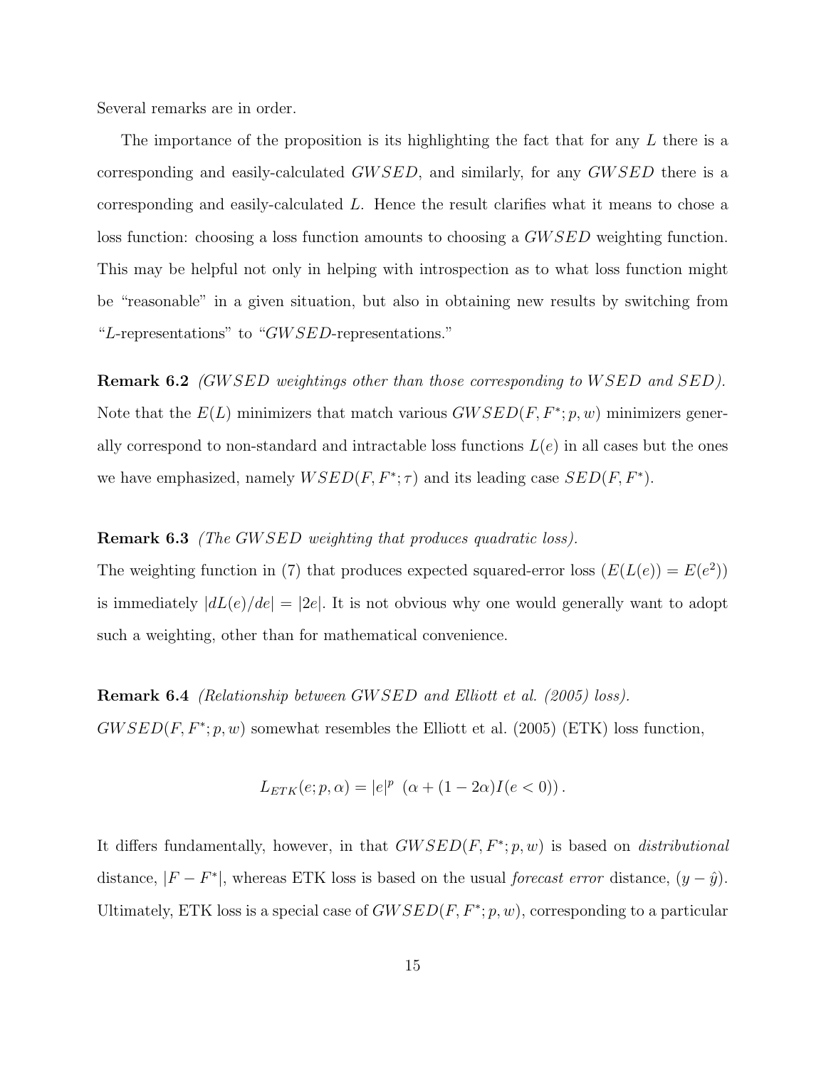Several remarks are in order.

The importance of the proposition is its highlighting the fact that for any $L$ there is a corresponding and easily-calculated $GWSED$, and similarly, for any $GWSED$ there is a corresponding and easily-calculated $L$. Hence the result clarifies what it means to chose a loss function: choosing a loss function amounts to choosing a $GWSED$ weighting function. This may be helpful not only in helping with introspection as to what loss function might be "reasonable" in a given situation, but also in obtaining new results by switching from "$L$-representations" to "$GWSED$-representations."

**Remark 6.2** *(GWSED weightings other than those corresponding to WSED and SED).* Note that the $E(L)$ minimizers that match various $GWSED(F, F^*; p, w)$ minimizers generally correspond to non-standard and intractable loss functions $L(e)$ in all cases but the ones we have emphasized, namely $WSED(F, F^*; \tau)$ and its leading case $SED(F, F^*)$.

**Remark 6.3** *(The GWSED weighting that produces quadratic loss).*
The weighting function in (7) that produces expected squared-error loss ($E(L(e)) = E(e^2)$) is immediately $|dL(e)/de| = |2e|$. It is not obvious why one would generally want to adopt such a weighting, other than for mathematical convenience.

**Remark 6.4** *(Relationship between GWSED and Elliott et al. (2005) loss).*
$GWSED(F, F^*; p, w)$ somewhat resembles the Elliott et al. (2005) (ETK) loss function,

$$L_{ETK}(e; p, \alpha) = |e|^p \ \left(\alpha + (1 - 2\alpha)I(e < 0)\right).$$

It differs fundamentally, however, in that $GWSED(F, F^*; p, w)$ is based on *distributional* distance, $|F - F^*|$, whereas ETK loss is based on the usual *forecast error* distance, $(y - \hat{y})$. Ultimately, ETK loss is a special case of $GWSED(F, F^*; p, w)$, corresponding to a particular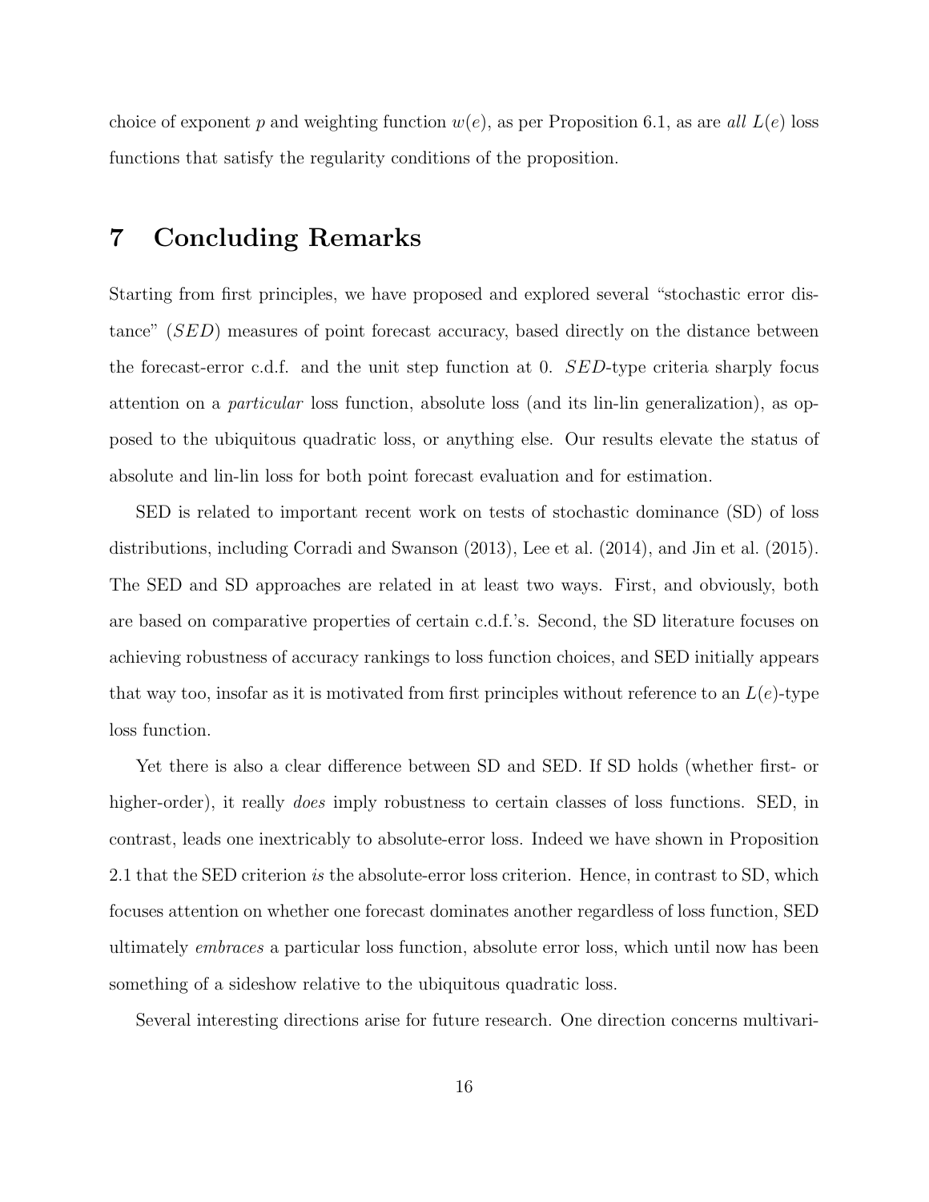choice of exponent $p$ and weighting function $w(e)$, as per Proposition 6.1, as are *all* $L(e)$ loss functions that satisfy the regularity conditions of the proposition.

# 7 Concluding Remarks

Starting from first principles, we have proposed and explored several "stochastic error distance" ($SED$) measures of point forecast accuracy, based directly on the distance between the forecast-error c.d.f. and the unit step function at 0. $SED$-type criteria sharply focus attention on a *particular* loss function, absolute loss (and its lin-lin generalization), as opposed to the ubiquitous quadratic loss, or anything else. Our results elevate the status of absolute and lin-lin loss for both point forecast evaluation and for estimation.

SED is related to important recent work on tests of stochastic dominance (SD) of loss distributions, including Corradi and Swanson (2013), Lee et al. (2014), and Jin et al. (2015). The SED and SD approaches are related in at least two ways. First, and obviously, both are based on comparative properties of certain c.d.f.'s. Second, the SD literature focuses on achieving robustness of accuracy rankings to loss function choices, and SED initially appears that way too, insofar as it is motivated from first principles without reference to an $L(e)$-type loss function.

Yet there is also a clear difference between SD and SED. If SD holds (whether first- or higher-order), it really *does* imply robustness to certain classes of loss functions. SED, in contrast, leads one inextricably to absolute-error loss. Indeed we have shown in Proposition 2.1 that the SED criterion *is* the absolute-error loss criterion. Hence, in contrast to SD, which focuses attention on whether one forecast dominates another regardless of loss function, SED ultimately *embraces* a particular loss function, absolute error loss, which until now has been something of a sideshow relative to the ubiquitous quadratic loss.

Several interesting directions arise for future research. One direction concerns multivari-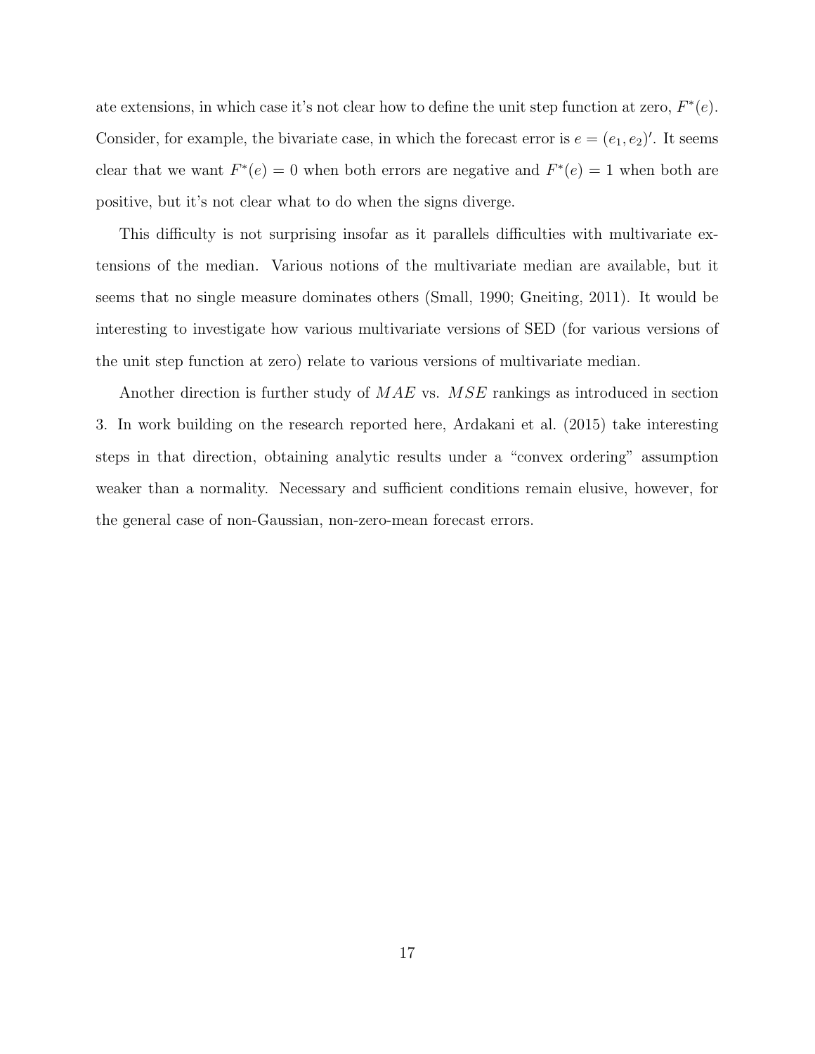ate extensions, in which case it's not clear how to define the unit step function at zero, $F^*(e)$. Consider, for example, the bivariate case, in which the forecast error is $e = (e_1, e_2)'$. It seems clear that we want $F^*(e) = 0$ when both errors are negative and $F^*(e) = 1$ when both are positive, but it's not clear what to do when the signs diverge.

This difficulty is not surprising insofar as it parallels difficulties with multivariate extensions of the median. Various notions of the multivariate median are available, but it seems that no single measure dominates others (Small, 1990; Gneiting, 2011). It would be interesting to investigate how various multivariate versions of SED (for various versions of the unit step function at zero) relate to various versions of multivariate median.

Another direction is further study of $MAE$ vs. $MSE$ rankings as introduced in section 3. In work building on the research reported here, Ardakani et al. (2015) take interesting steps in that direction, obtaining analytic results under a "convex ordering" assumption weaker than a normality. Necessary and sufficient conditions remain elusive, however, for the general case of non-Gaussian, non-zero-mean forecast errors.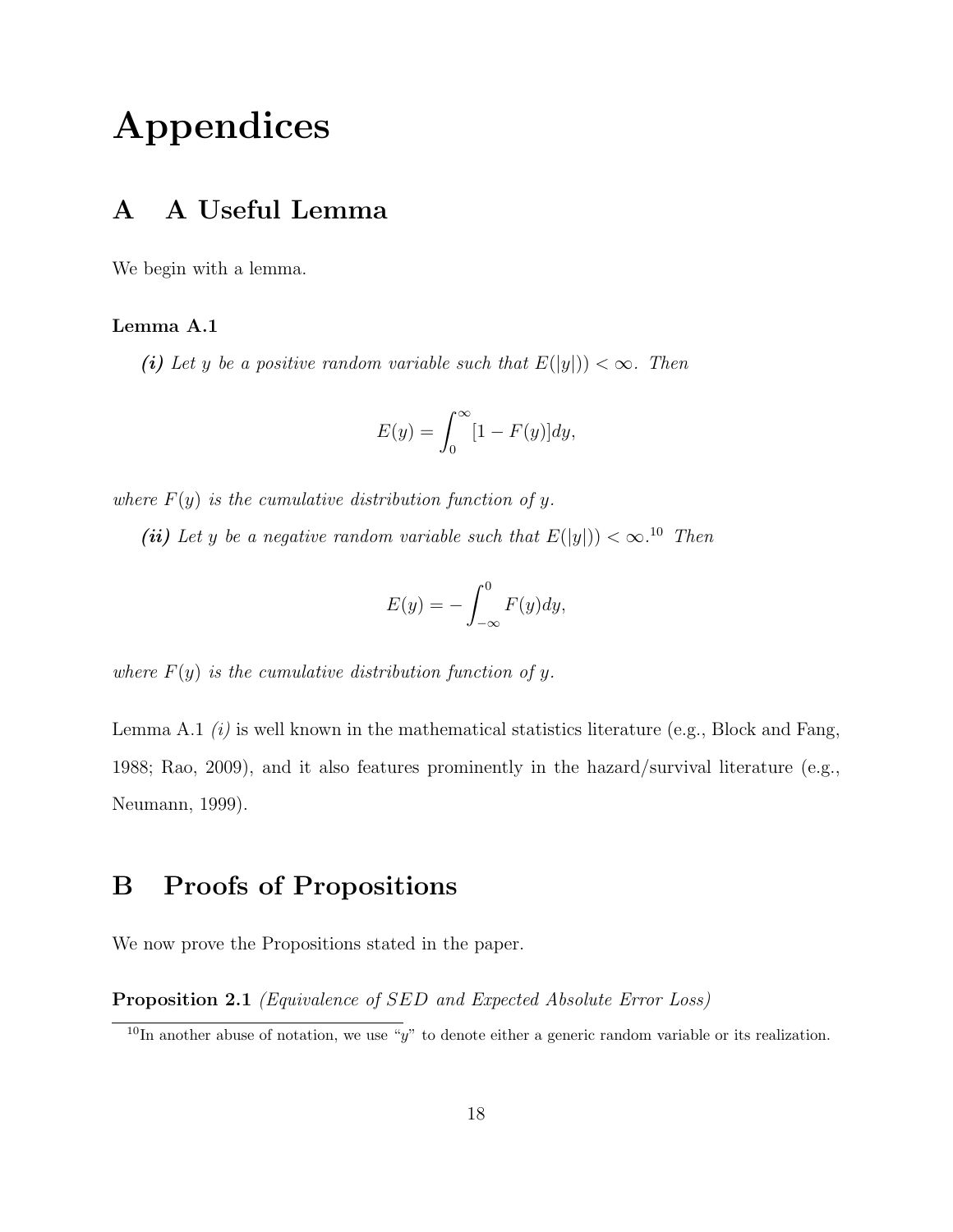# Appendices

## A A Useful Lemma

We begin with a lemma.

**Lemma A.1**

***(i)*** *Let $y$ be a positive random variable such that $E(|y|)) < \infty$. Then*

$$E(y) = \int_0^\infty [1 - F(y)]dy,$$

*where $F(y)$ is the cumulative distribution function of $y$.*

***(ii)*** *Let $y$ be a negative random variable such that $E(|y|)) < \infty$.*[10] *Then*

$$E(y) = -\int_{-\infty}^0 F(y)dy,$$

*where $F(y)$ is the cumulative distribution function of $y$.*

Lemma A.1 *(i)* is well known in the mathematical statistics literature (e.g., Block and Fang, 1988; Rao, 2009), and it also features prominently in the hazard/survival literature (e.g., Neumann, 1999).

## B Proofs of Propositions

We now prove the Propositions stated in the paper.

**Proposition 2.1** *(Equivalence of SED and Expected Absolute Error Loss)*

[10] In another abuse of notation, we use "$y$" to denote either a generic random variable or its realization.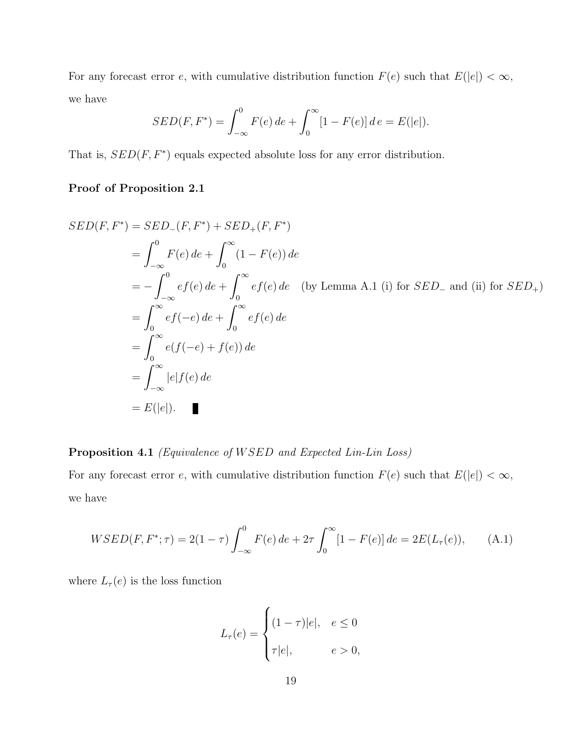For any forecast error $e$, with cumulative distribution function $F(e)$ such that $E(|e|) < \infty$, we have

$$SED(F, F^*) = \int_{-\infty}^{0} F(e)\, de + \int_{0}^{\infty} [1 - F(e)]\, d\,e = E(|e|).$$

That is, $SED(F, F^*)$ equals expected absolute loss for any error distribution.

**Proof of Proposition 2.1**

$$\begin{aligned}
SED(F, F^*) &= SED_{-}(F, F^*) + SED_{+}(F, F^*) \\
&= \int_{-\infty}^{0} F(e)\, de + \int_{0}^{\infty} (1 - F(e))\, de \\
&= -\int_{-\infty}^{0} ef(e)\, de + \int_{0}^{\infty} ef(e)\, de \quad \text{(by Lemma A.1 (i) for } SED_{-} \text{ and (ii) for } SED_{+}\text{)} \\
&= \int_{0}^{\infty} ef(-e)\, de + \int_{0}^{\infty} ef(e)\, de \\
&= \int_{0}^{\infty} e(f(-e) + f(e))\, de \\
&= \int_{-\infty}^{\infty} |e| f(e)\, de \\
&= E(|e|). \quad \blacksquare
\end{aligned}$$

**Proposition 4.1** *(Equivalence of $WSED$ and Expected Lin-Lin Loss)*

For any forecast error $e$, with cumulative distribution function $F(e)$ such that $E(|e|) < \infty$, we have

$$WSED(F, F^*; \tau) = 2(1 - \tau) \int_{-\infty}^{0} F(e)\, de + 2\tau \int_{0}^{\infty} [1 - F(e)]\, de = 2E(L_\tau(e)), \qquad \text{(A.1)}$$

where $L_\tau(e)$ is the loss function

$$L_\tau(e) = \begin{cases} (1 - \tau)|e|, & e \leq 0 \\ \tau |e|, & e > 0, \end{cases}$$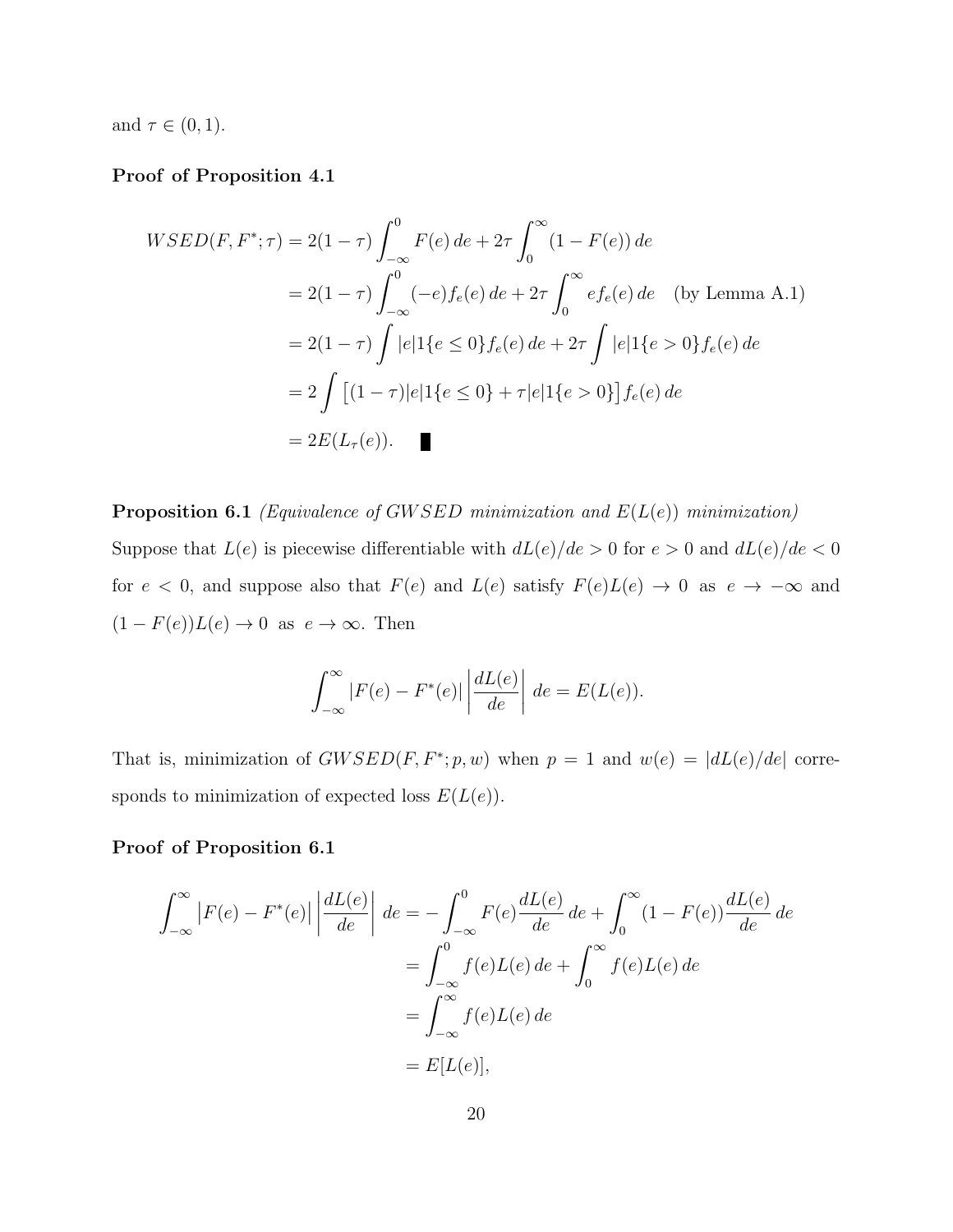and $\tau \in (0, 1)$.

**Proof of Proposition 4.1**

$$
\begin{aligned}
WSED(F, F^*; \tau) &= 2(1-\tau)\int_{-\infty}^{0} F(e)\,de + 2\tau \int_{0}^{\infty} (1 - F(e))\,de \\
&= 2(1-\tau)\int_{-\infty}^{0} (-e) f_e(e)\,de + 2\tau \int_{0}^{\infty} e f_e(e)\,de \quad \text{(by Lemma A.1)} \\
&= 2(1-\tau)\int |e| 1\{e \le 0\} f_e(e)\,de + 2\tau \int |e| 1\{e > 0\} f_e(e)\,de \\
&= 2\int \big[(1-\tau)|e|1\{e \le 0\} + \tau |e| 1\{e > 0\}\big] f_e(e)\,de \\
&= 2E(L_\tau(e)). \quad \blacksquare
\end{aligned}
$$

**Proposition 6.1** *(Equivalence of GWSED minimization and $E(L(e))$ minimization)* Suppose that $L(e)$ is piecewise differentiable with $dL(e)/de > 0$ for $e > 0$ and $dL(e)/de < 0$ for $e < 0$, and suppose also that $F(e)$ and $L(e)$ satisfy $F(e)L(e) \to 0$ as $e \to -\infty$ and $(1 - F(e))L(e) \to 0$ as $e \to \infty$. Then

$$
\int_{-\infty}^{\infty} |F(e) - F^*(e)| \left| \frac{dL(e)}{de} \right| \, de = E(L(e)).
$$

That is, minimization of $GWSED(F, F^*; p, w)$ when $p = 1$ and $w(e) = |dL(e)/de|$ corresponds to minimization of expected loss $E(L(e))$.

**Proof of Proposition 6.1**

$$
\begin{aligned}
\int_{-\infty}^{\infty} \big|F(e) - F^*(e)\big| \left|\frac{dL(e)}{de}\right| \, de &= -\int_{-\infty}^{0} F(e) \frac{dL(e)}{de}\,de + \int_{0}^{\infty} (1 - F(e)) \frac{dL(e)}{de}\,de \\
&= \int_{-\infty}^{0} f(e)L(e)\,de + \int_{0}^{\infty} f(e)L(e)\,de \\
&= \int_{-\infty}^{\infty} f(e)L(e)\,de \\
&= E[L(e)],
\end{aligned}
$$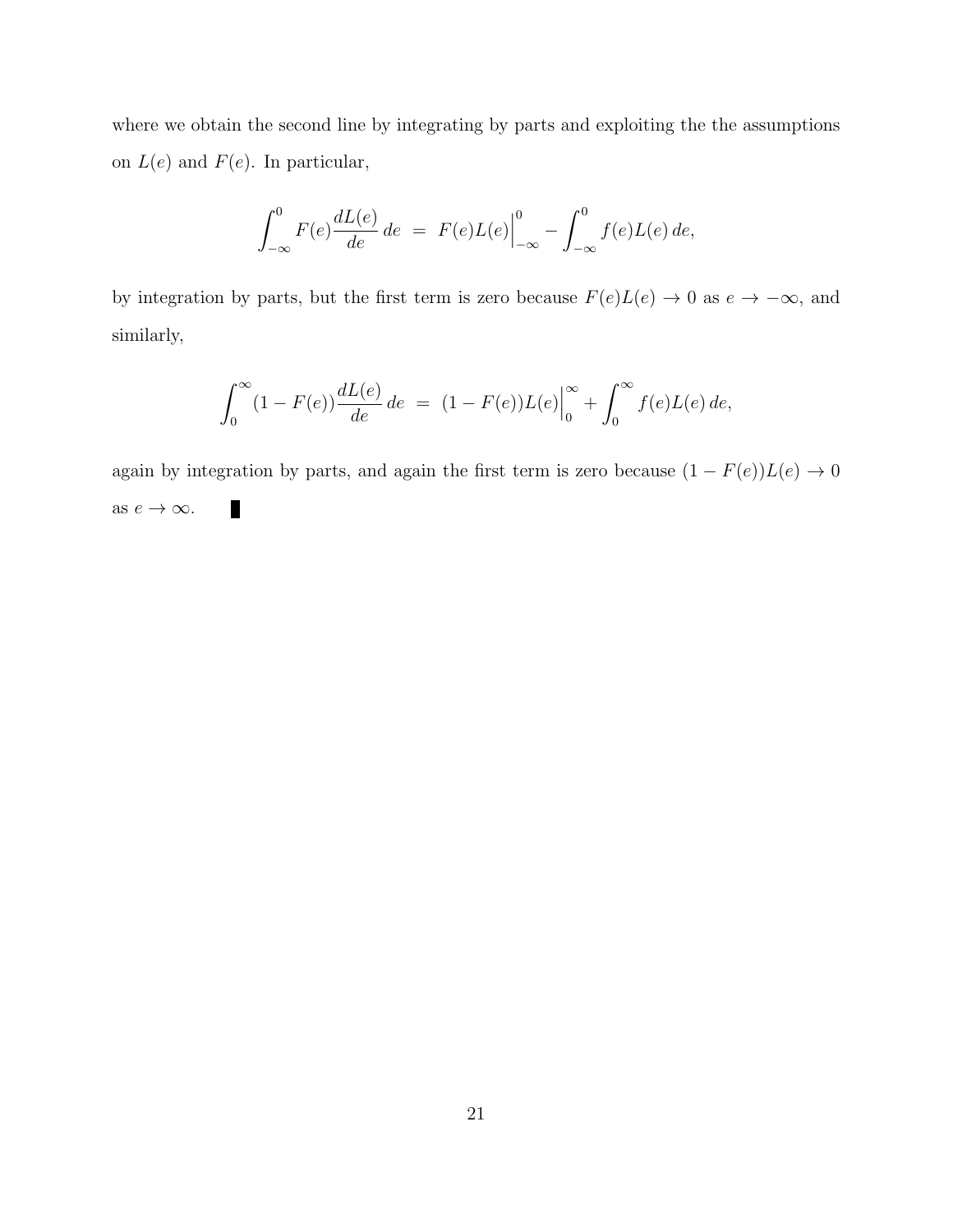where we obtain the second line by integrating by parts and exploiting the the assumptions on $L(e)$ and $F(e)$. In particular,

$$\int_{-\infty}^{0} F(e)\frac{dL(e)}{de}\,de \;=\; F(e)L(e)\Big|_{-\infty}^{0} - \int_{-\infty}^{0} f(e)L(e)\,de,$$

by integration by parts, but the first term is zero because $F(e)L(e) \to 0$ as $e \to -\infty$, and similarly,

$$\int_{0}^{\infty} (1-F(e))\frac{dL(e)}{de}\,de \;=\; (1-F(e))L(e)\Big|_{0}^{\infty} + \int_{0}^{\infty} f(e)L(e)\,de,$$

again by integration by parts, and again the first term is zero because $(1-F(e))L(e) \to 0$ as $e \to \infty$. ∎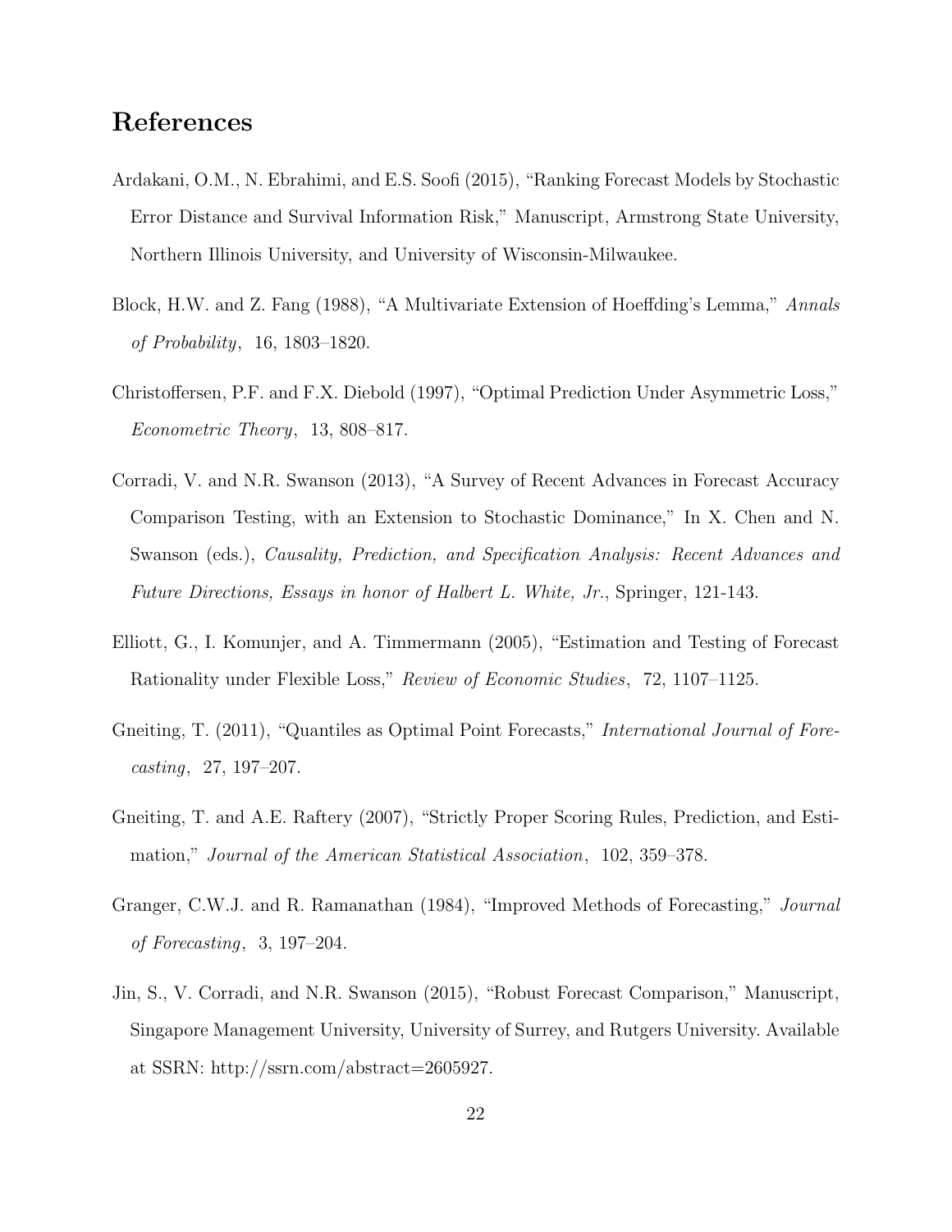# References

Ardakani, O.M., N. Ebrahimi, and E.S. Soofi (2015), "Ranking Forecast Models by Stochastic Error Distance and Survival Information Risk," Manuscript, Armstrong State University, Northern Illinois University, and University of Wisconsin-Milwaukee.

Block, H.W. and Z. Fang (1988), "A Multivariate Extension of Hoeffding's Lemma," *Annals of Probability*, 16, 1803–1820.

Christoffersen, P.F. and F.X. Diebold (1997), "Optimal Prediction Under Asymmetric Loss," *Econometric Theory*, 13, 808–817.

Corradi, V. and N.R. Swanson (2013), "A Survey of Recent Advances in Forecast Accuracy Comparison Testing, with an Extension to Stochastic Dominance," In X. Chen and N. Swanson (eds.), *Causality, Prediction, and Specification Analysis: Recent Advances and Future Directions, Essays in honor of Halbert L. White, Jr.*, Springer, 121-143.

Elliott, G., I. Komunjer, and A. Timmermann (2005), "Estimation and Testing of Forecast Rationality under Flexible Loss," *Review of Economic Studies*, 72, 1107–1125.

Gneiting, T. (2011), "Quantiles as Optimal Point Forecasts," *International Journal of Forecasting*, 27, 197–207.

Gneiting, T. and A.E. Raftery (2007), "Strictly Proper Scoring Rules, Prediction, and Estimation," *Journal of the American Statistical Association*, 102, 359–378.

Granger, C.W.J. and R. Ramanathan (1984), "Improved Methods of Forecasting," *Journal of Forecasting*, 3, 197–204.

Jin, S., V. Corradi, and N.R. Swanson (2015), "Robust Forecast Comparison," Manuscript, Singapore Management University, University of Surrey, and Rutgers University. Available at SSRN: http://ssrn.com/abstract=2605927.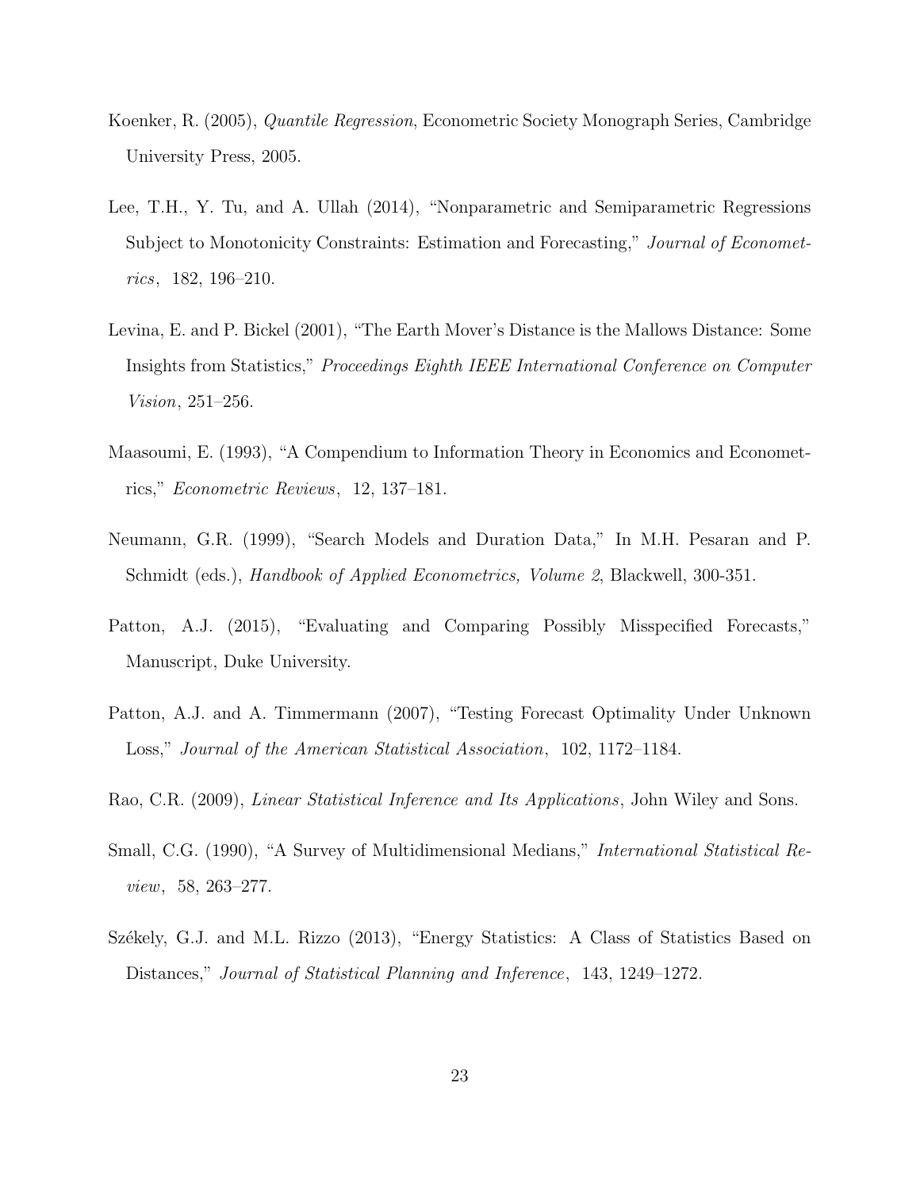Koenker, R. (2005), *Quantile Regression*, Econometric Society Monograph Series, Cambridge University Press, 2005.

Lee, T.H., Y. Tu, and A. Ullah (2014), "Nonparametric and Semiparametric Regressions Subject to Monotonicity Constraints: Estimation and Forecasting," *Journal of Econometrics*, 182, 196–210.

Levina, E. and P. Bickel (2001), "The Earth Mover's Distance is the Mallows Distance: Some Insights from Statistics," *Proceedings Eighth IEEE International Conference on Computer Vision*, 251–256.

Maasoumi, E. (1993), "A Compendium to Information Theory in Economics and Econometrics," *Econometric Reviews*, 12, 137–181.

Neumann, G.R. (1999), "Search Models and Duration Data," In M.H. Pesaran and P. Schmidt (eds.), *Handbook of Applied Econometrics, Volume 2*, Blackwell, 300-351.

Patton, A.J. (2015), "Evaluating and Comparing Possibly Misspecified Forecasts," Manuscript, Duke University.

Patton, A.J. and A. Timmermann (2007), "Testing Forecast Optimality Under Unknown Loss," *Journal of the American Statistical Association*, 102, 1172–1184.

Rao, C.R. (2009), *Linear Statistical Inference and Its Applications*, John Wiley and Sons.

Small, C.G. (1990), "A Survey of Multidimensional Medians," *International Statistical Review*, 58, 263–277.

Székely, G.J. and M.L. Rizzo (2013), "Energy Statistics: A Class of Statistics Based on Distances," *Journal of Statistical Planning and Inference*, 143, 1249–1272.